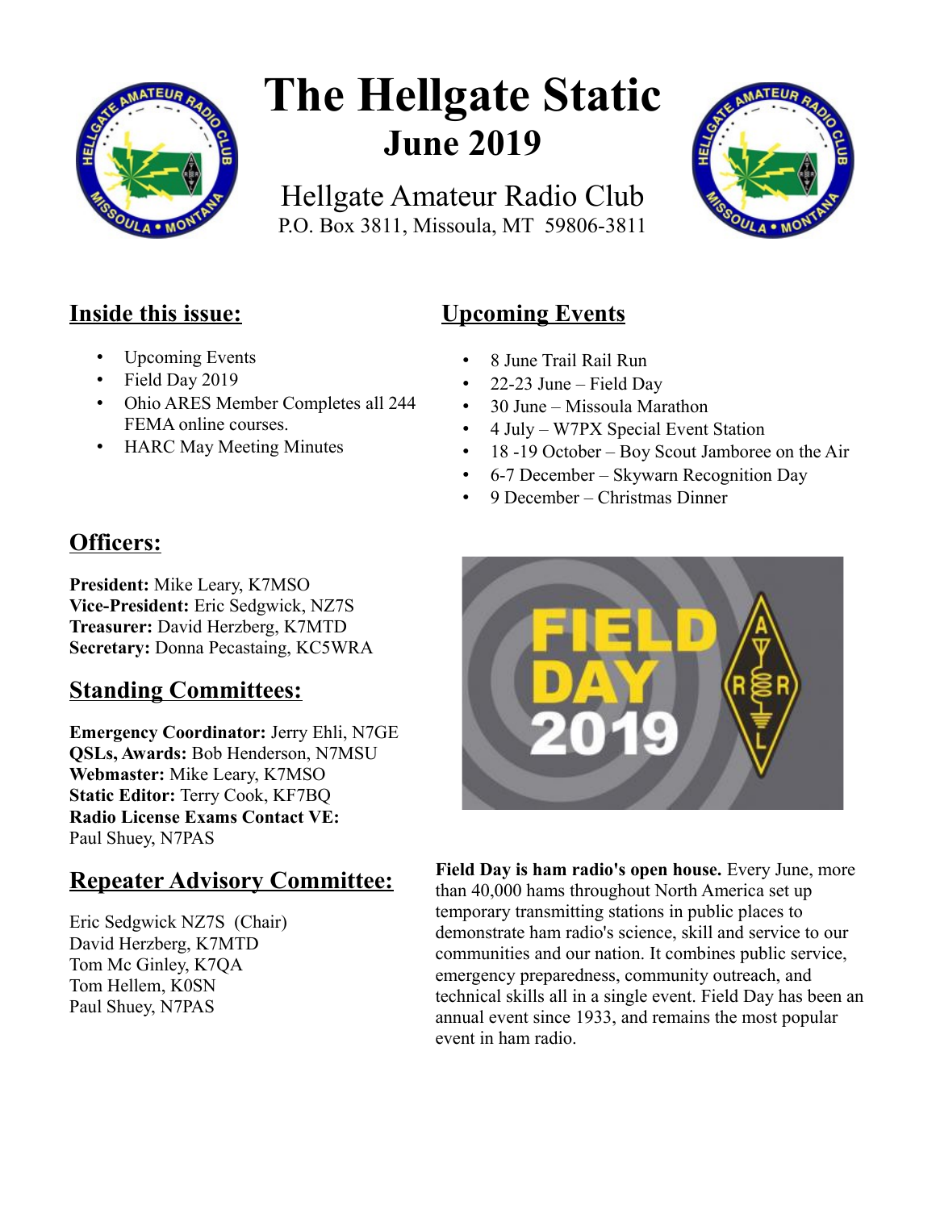# The Hellgate Static

## June 2019

Hellgate Amateur Radio Club
P.O. Box 3811, Missoula, MT 59806-3811

## Inside this issue:

- Upcoming Events
- Field Day 2019
- Ohio ARES Member Completes all 244 FEMA online courses.
- HARC May Meeting Minutes

## Upcoming Events

- 8 June Trail Rail Run
- 22-23 June – Field Day
- 30 June – Missoula Marathon
- 4 July – W7PX Special Event Station
- 18 -19 October – Boy Scout Jamboree on the Air
- 6-7 December – Skywarn Recognition Day
- 9 December – Christmas Dinner

## Officers:

**President:** Mike Leary, K7MSO
**Vice-President:** Eric Sedgwick, NZ7S
**Treasurer:** David Herzberg, K7MTD
**Secretary:** Donna Pecastaing, KC5WRA

## Standing Committees:

**Emergency Coordinator:** Jerry Ehli, N7GE
**QSLs, Awards:** Bob Henderson, N7MSU
**Webmaster:** Mike Leary, K7MSO
**Static Editor:** Terry Cook, KF7BQ
**Radio License Exams Contact VE:**
Paul Shuey, N7PAS

## Repeater Advisory Committee:

Eric Sedgwick NZ7S (Chair)
David Herzberg, K7MTD
Tom Mc Ginley, K7QA
Tom Hellem, K0SN
Paul Shuey, N7PAS

**Field Day is ham radio's open house.** Every June, more than 40,000 hams throughout North America set up temporary transmitting stations in public places to demonstrate ham radio's science, skill and service to our communities and our nation. It combines public service, emergency preparedness, community outreach, and technical skills all in a single event. Field Day has been an annual event since 1933, and remains the most popular event in ham radio.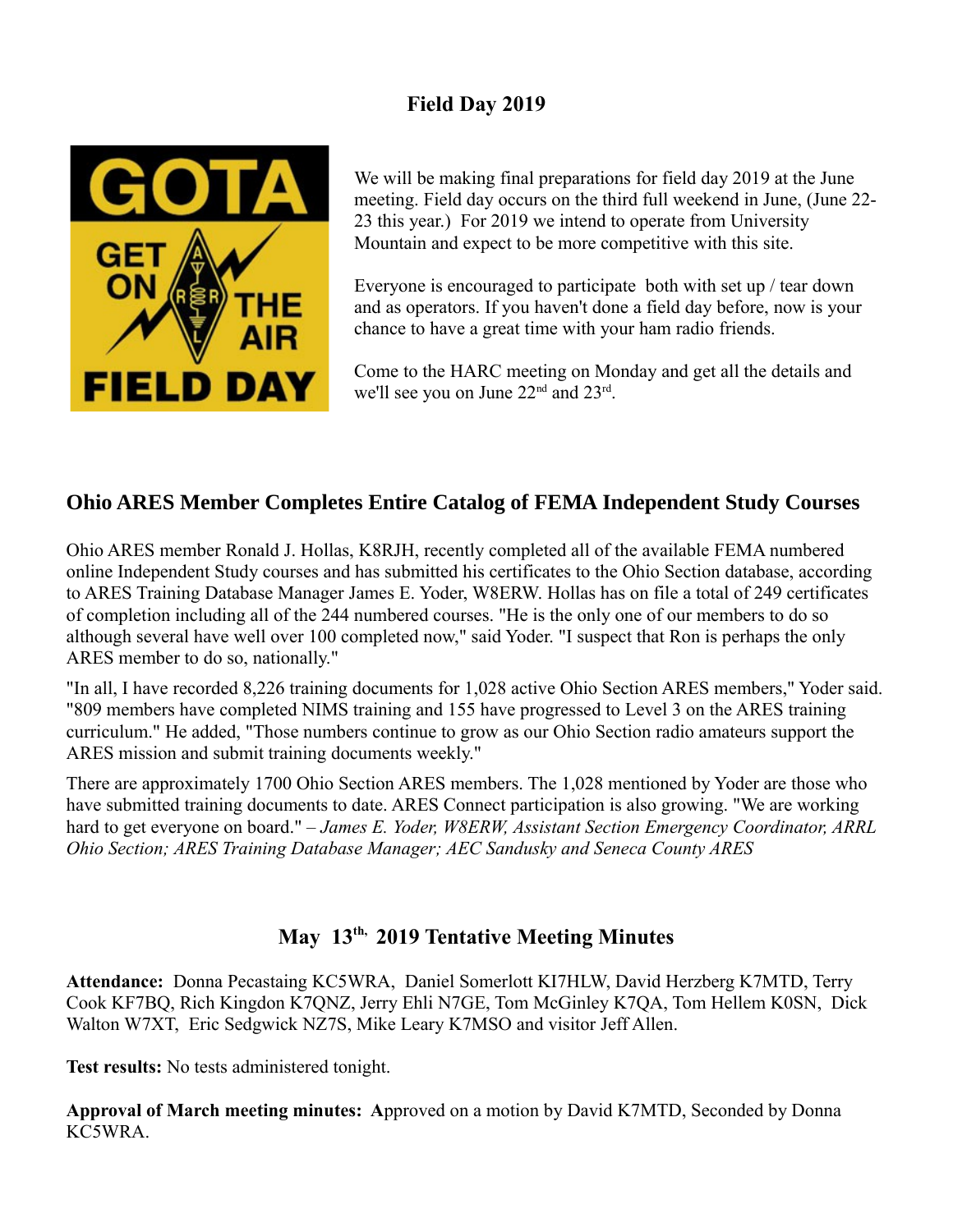## Field Day 2019

We will be making final preparations for field day 2019 at the June meeting. Field day occurs on the third full weekend in June, (June 22-23 this year.) For 2019 we intend to operate from University Mountain and expect to be more competitive with this site.

Everyone is encouraged to participate both with set up / tear down and as operators. If you haven't done a field day before, now is your chance to have a great time with your ham radio friends.

Come to the HARC meeting on Monday and get all the details and we'll see you on June 22nd and 23rd.

## Ohio ARES Member Completes Entire Catalog of FEMA Independent Study Courses

Ohio ARES member Ronald J. Hollas, K8RJH, recently completed all of the available FEMA numbered online Independent Study courses and has submitted his certificates to the Ohio Section database, according to ARES Training Database Manager James E. Yoder, W8ERW. Hollas has on file a total of 249 certificates of completion including all of the 244 numbered courses. "He is the only one of our members to do so although several have well over 100 completed now," said Yoder. "I suspect that Ron is perhaps the only ARES member to do so, nationally."

"In all, I have recorded 8,226 training documents for 1,028 active Ohio Section ARES members," Yoder said. "809 members have completed NIMS training and 155 have progressed to Level 3 on the ARES training curriculum." He added, "Those numbers continue to grow as our Ohio Section radio amateurs support the ARES mission and submit training documents weekly."

There are approximately 1700 Ohio Section ARES members. The 1,028 mentioned by Yoder are those who have submitted training documents to date. ARES Connect participation is also growing. "We are working hard to get everyone on board." – *James E. Yoder, W8ERW, Assistant Section Emergency Coordinator, ARRL Ohio Section; ARES Training Database Manager; AEC Sandusky and Seneca County ARES*

## May 13th, 2019 Tentative Meeting Minutes

**Attendance:** Donna Pecastaing KC5WRA, Daniel Somerlott KI7HLW, David Herzberg K7MTD, Terry Cook KF7BQ, Rich Kingdon K7QNZ, Jerry Ehli N7GE, Tom McGinley K7QA, Tom Hellem K0SN, Dick Walton W7XT, Eric Sedgwick NZ7S, Mike Leary K7MSO and visitor Jeff Allen.

**Test results:** No tests administered tonight.

**Approval of March meeting minutes:** **A**pproved on a motion by David K7MTD, Seconded by Donna KC5WRA.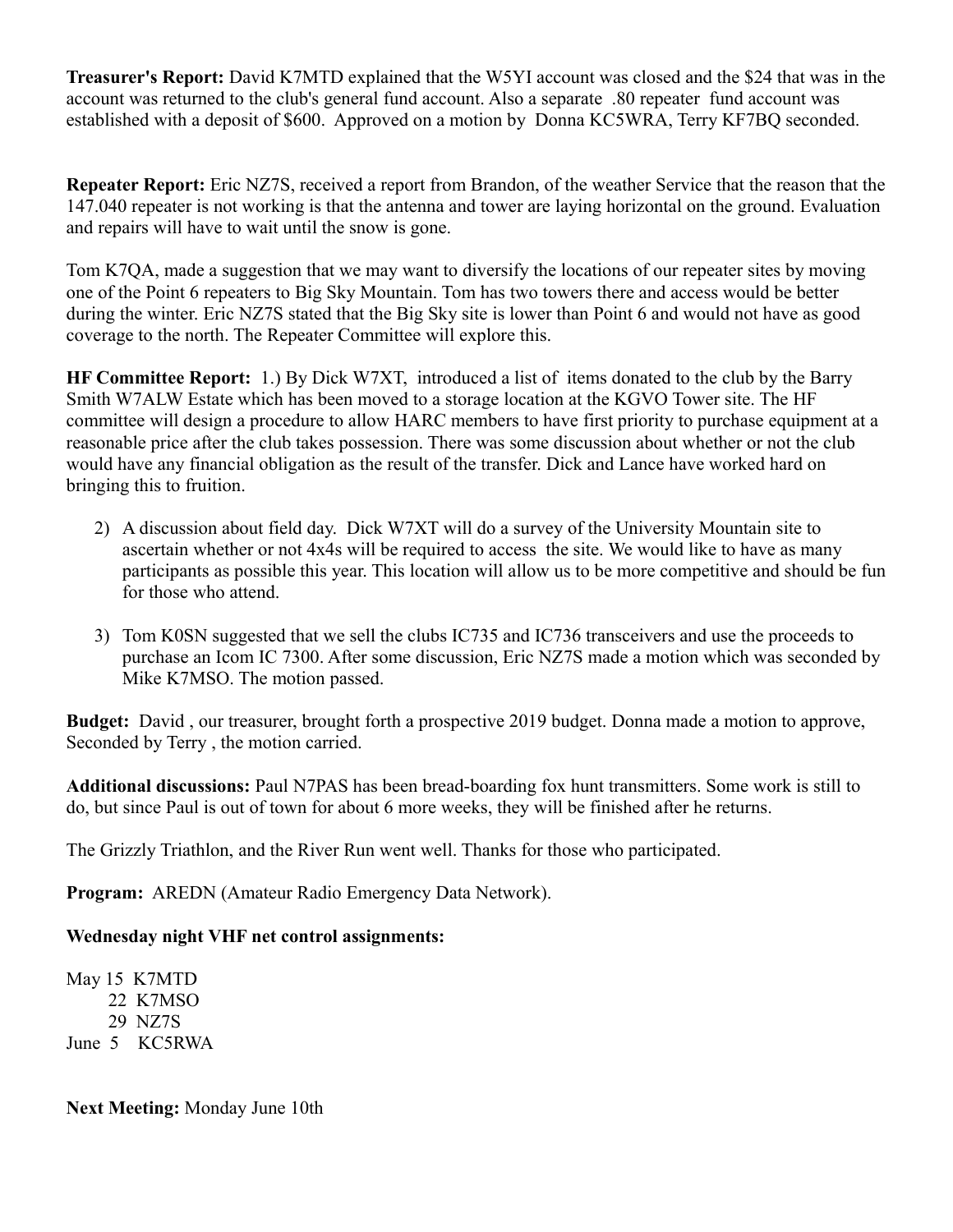**Treasurer's Report:** David K7MTD explained that the W5YI account was closed and the $24 that was in the account was returned to the club's general fund account. Also a separate .80 repeater fund account was established with a deposit of $600. Approved on a motion by Donna KC5WRA, Terry KF7BQ seconded.

**Repeater Report:** Eric NZ7S, received a report from Brandon, of the weather Service that the reason that the 147.040 repeater is not working is that the antenna and tower are laying horizontal on the ground. Evaluation and repairs will have to wait until the snow is gone.

Tom K7QA, made a suggestion that we may want to diversify the locations of our repeater sites by moving one of the Point 6 repeaters to Big Sky Mountain. Tom has two towers there and access would be better during the winter. Eric NZ7S stated that the Big Sky site is lower than Point 6 and would not have as good coverage to the north. The Repeater Committee will explore this.

**HF Committee Report:** 1.) By Dick W7XT, introduced a list of items donated to the club by the Barry Smith W7ALW Estate which has been moved to a storage location at the KGVO Tower site. The HF committee will design a procedure to allow HARC members to have first priority to purchase equipment at a reasonable price after the club takes possession. There was some discussion about whether or not the club would have any financial obligation as the result of the transfer. Dick and Lance have worked hard on bringing this to fruition.

2) A discussion about field day. Dick W7XT will do a survey of the University Mountain site to ascertain whether or not 4x4s will be required to access the site. We would like to have as many participants as possible this year. This location will allow us to be more competitive and should be fun for those who attend.

3) Tom K0SN suggested that we sell the clubs IC735 and IC736 transceivers and use the proceeds to purchase an Icom IC 7300. After some discussion, Eric NZ7S made a motion which was seconded by Mike K7MSO. The motion passed.

**Budget:** David , our treasurer, brought forth a prospective 2019 budget. Donna made a motion to approve, Seconded by Terry , the motion carried.

**Additional discussions:** Paul N7PAS has been bread-boarding fox hunt transmitters. Some work is still to do, but since Paul is out of town for about 6 more weeks, they will be finished after he returns.

The Grizzly Triathlon, and the River Run went well. Thanks for those who participated.

**Program:** AREDN (Amateur Radio Emergency Data Network).

**Wednesday night VHF net control assignments:**

May 15 K7MTD
22 K7MSO
29 NZ7S
June 5 KC5RWA

**Next Meeting:** Monday June 10th